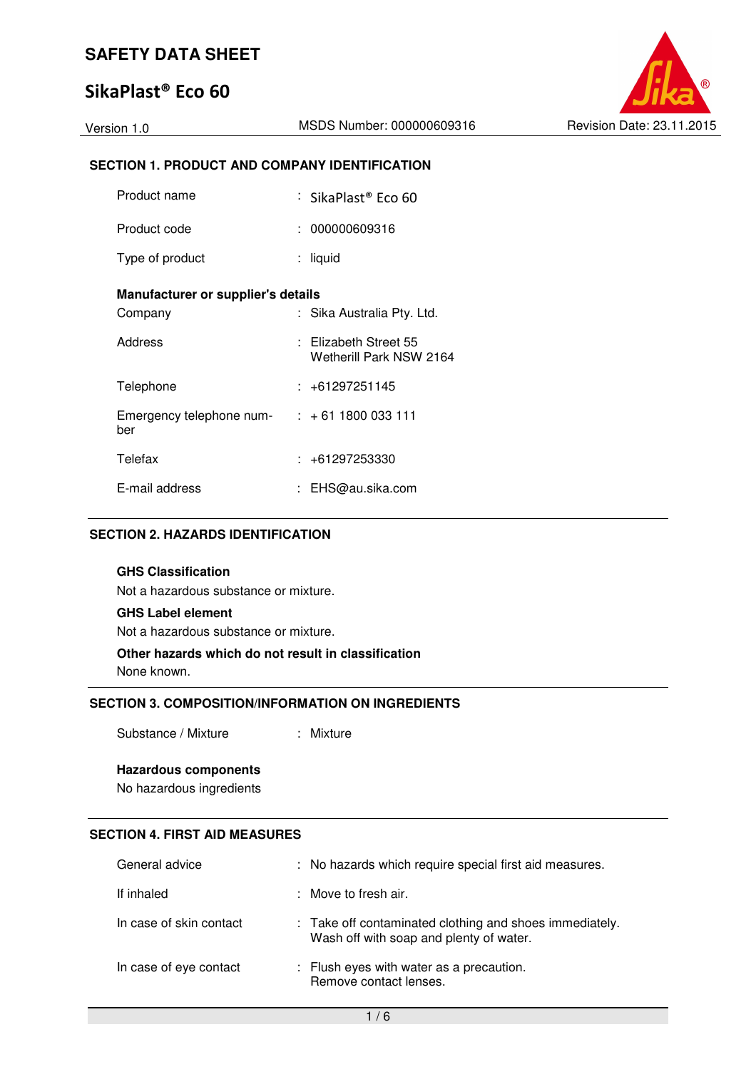# SAFETY DATA SHEET

## SikaPlast® Eco 60

Version 1.0 | MSDS Number: 000000609316 | Revision Date: 23.11.2015

### SECTION 1. PRODUCT AND COMPANY IDENTIFICATION

| | | |
|---|---|---|
| Product name | : | SikaPlast® Eco 60 |
| Product code | : | 000000609316 |
| Type of product | : | liquid |

**Manufacturer or supplier's details**

| | | |
|---|---|---|
| Company | : | Sika Australia Pty. Ltd. |
| Address | : | Elizabeth Street 55<br>Wetherill Park NSW 2164 |
| Telephone | : | +61297251145 |
| Emergency telephone number | : | + 61 1800 033 111 |
| Telefax | : | +61297253330 |
| E-mail address | : | EHS@au.sika.com |

### SECTION 2. HAZARDS IDENTIFICATION

**GHS Classification**

Not a hazardous substance or mixture.

**GHS Label element**

Not a hazardous substance or mixture.

**Other hazards which do not result in classification**

None known.

### SECTION 3. COMPOSITION/INFORMATION ON INGREDIENTS

| | | |
|---|---|---|
| Substance / Mixture | : | Mixture |

**Hazardous components**

No hazardous ingredients

### SECTION 4. FIRST AID MEASURES

| | | |
|---|---|---|
| General advice | : | No hazards which require special first aid measures. |
| If inhaled | : | Move to fresh air. |
| In case of skin contact | : | Take off contaminated clothing and shoes immediately.<br>Wash off with soap and plenty of water. |
| In case of eye contact | : | Flush eyes with water as a precaution.<br>Remove contact lenses. |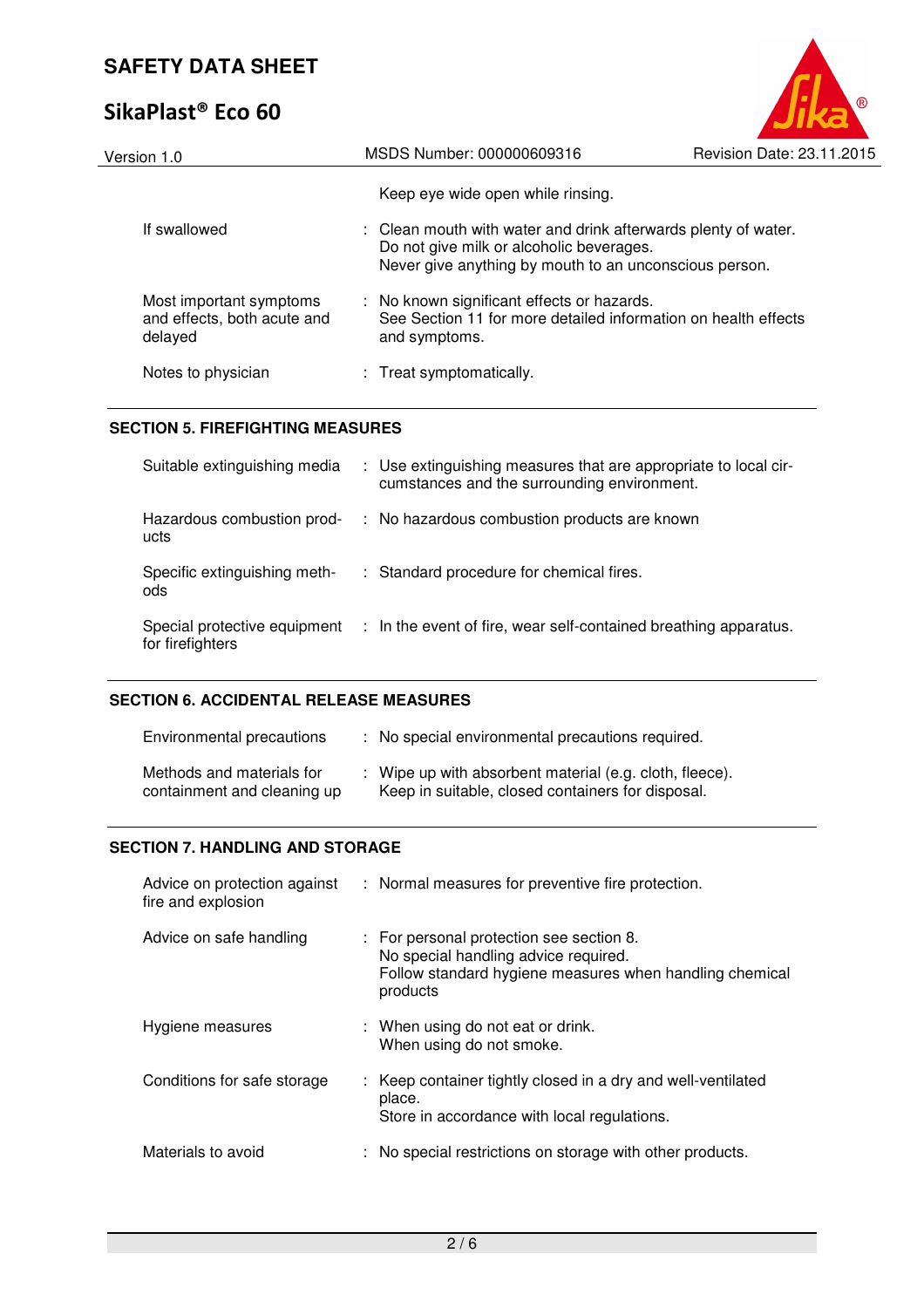| | |
|---|---|
| | Keep eye wide open while rinsing. |
| If swallowed | : Clean mouth with water and drink afterwards plenty of water.<br>Do not give milk or alcoholic beverages.<br>Never give anything by mouth to an unconscious person. |
| Most important symptoms and effects, both acute and delayed | : No known significant effects or hazards.<br>See Section 11 for more detailed information on health effects and symptoms. |
| Notes to physician | : Treat symptomatically. |

## SECTION 5. FIREFIGHTING MEASURES

| | |
|---|---|
| Suitable extinguishing media | : Use extinguishing measures that are appropriate to local circumstances and the surrounding environment. |
| Hazardous combustion products | : No hazardous combustion products are known |
| Specific extinguishing methods | : Standard procedure for chemical fires. |
| Special protective equipment for firefighters | : In the event of fire, wear self-contained breathing apparatus. |

## SECTION 6. ACCIDENTAL RELEASE MEASURES

| | |
|---|---|
| Environmental precautions | : No special environmental precautions required. |
| Methods and materials for containment and cleaning up | : Wipe up with absorbent material (e.g. cloth, fleece).<br>Keep in suitable, closed containers for disposal. |

## SECTION 7. HANDLING AND STORAGE

| | |
|---|---|
| Advice on protection against fire and explosion | : Normal measures for preventive fire protection. |
| Advice on safe handling | : For personal protection see section 8.<br>No special handling advice required.<br>Follow standard hygiene measures when handling chemical products |
| Hygiene measures | : When using do not eat or drink.<br>When using do not smoke. |
| Conditions for safe storage | : Keep container tightly closed in a dry and well-ventilated place.<br>Store in accordance with local regulations. |
| Materials to avoid | : No special restrictions on storage with other products. |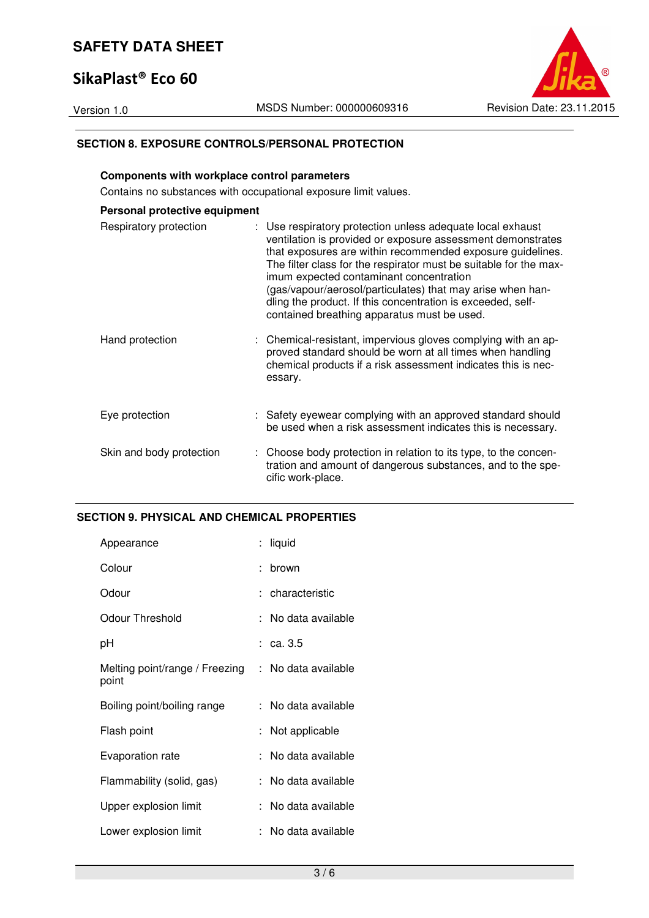## SECTION 8. EXPOSURE CONTROLS/PERSONAL PROTECTION

**Components with workplace control parameters**

Contains no substances with occupational exposure limit values.

**Personal protective equipment**

| | |
|---|---|
| Respiratory protection | : Use respiratory protection unless adequate local exhaust ventilation is provided or exposure assessment demonstrates that exposures are within recommended exposure guidelines. The filter class for the respirator must be suitable for the maximum expected contaminant concentration (gas/vapour/aerosol/particulates) that may arise when handling the product. If this concentration is exceeded, self-contained breathing apparatus must be used. |
| Hand protection | : Chemical-resistant, impervious gloves complying with an approved standard should be worn at all times when handling chemical products if a risk assessment indicates this is necessary. |
| Eye protection | : Safety eyewear complying with an approved standard should be used when a risk assessment indicates this is necessary. |
| Skin and body protection | : Choose body protection in relation to its type, to the concentration and amount of dangerous substances, and to the specific work-place. |

## SECTION 9. PHYSICAL AND CHEMICAL PROPERTIES

| | |
|---|---|
| Appearance | : liquid |
| Colour | : brown |
| Odour | : characteristic |
| Odour Threshold | : No data available |
| pH | : ca. 3.5 |
| Melting point/range / Freezing point | : No data available |
| Boiling point/boiling range | : No data available |
| Flash point | : Not applicable |
| Evaporation rate | : No data available |
| Flammability (solid, gas) | : No data available |
| Upper explosion limit | : No data available |
| Lower explosion limit | : No data available |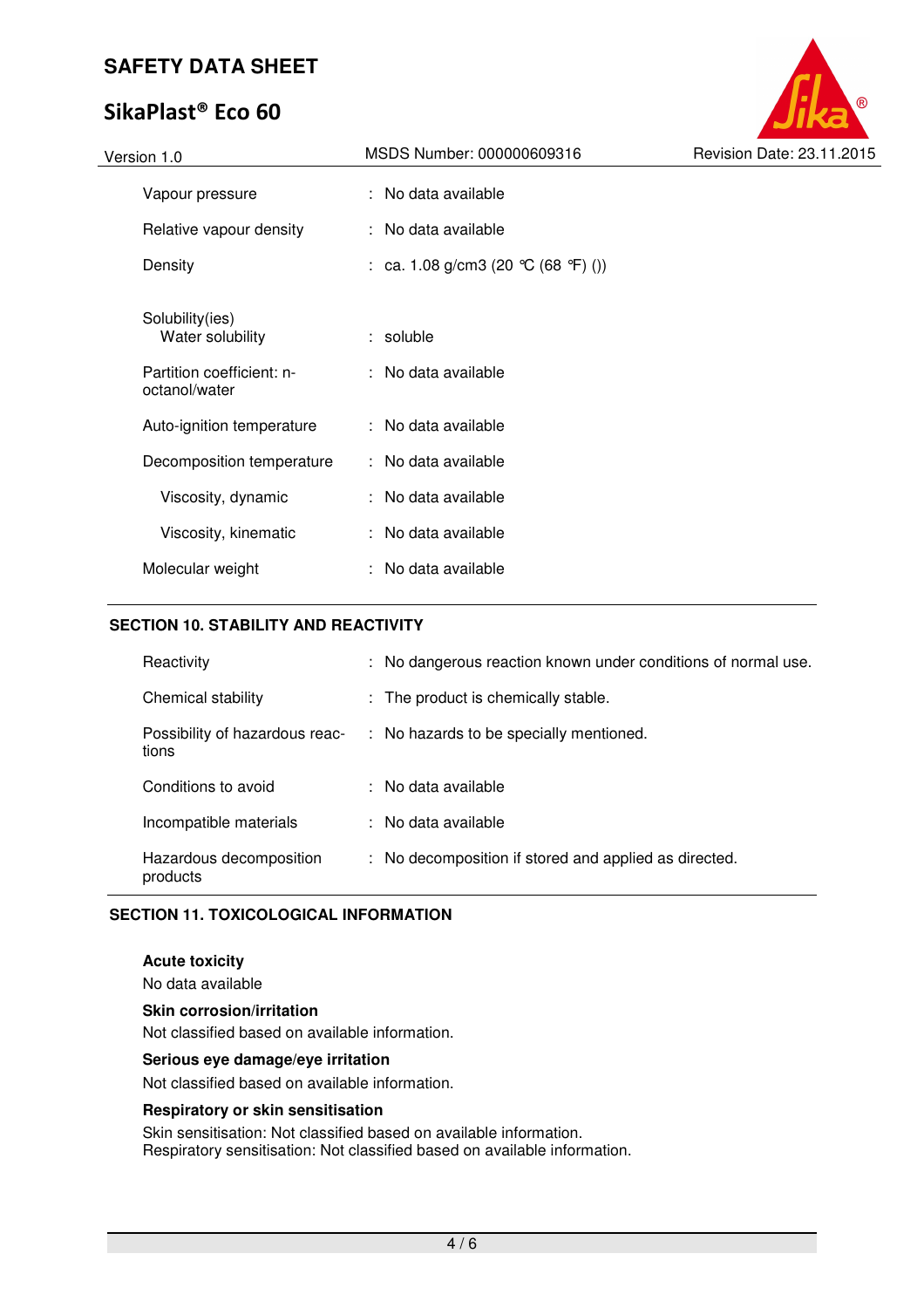| | |
|---|---|
| Vapour pressure | : No data available |
| Relative vapour density | : No data available |
| Density | : ca. 1.08 g/cm3 (20 °C (68 °F) ()) |
| Solubility(ies) | |
| Water solubility | : soluble |
| Partition coefficient: n-octanol/water | : No data available |
| Auto-ignition temperature | : No data available |
| Decomposition temperature | : No data available |
| Viscosity, dynamic | : No data available |
| Viscosity, kinematic | : No data available |
| Molecular weight | : No data available |

## SECTION 10. STABILITY AND REACTIVITY

| | |
|---|---|
| Reactivity | : No dangerous reaction known under conditions of normal use. |
| Chemical stability | : The product is chemically stable. |
| Possibility of hazardous reactions | : No hazards to be specially mentioned. |
| Conditions to avoid | : No data available |
| Incompatible materials | : No data available |
| Hazardous decomposition products | : No decomposition if stored and applied as directed. |

## SECTION 11. TOXICOLOGICAL INFORMATION

**Acute toxicity**

No data available

**Skin corrosion/irritation**

Not classified based on available information.

**Serious eye damage/eye irritation**

Not classified based on available information.

**Respiratory or skin sensitisation**

Skin sensitisation: Not classified based on available information.
Respiratory sensitisation: Not classified based on available information.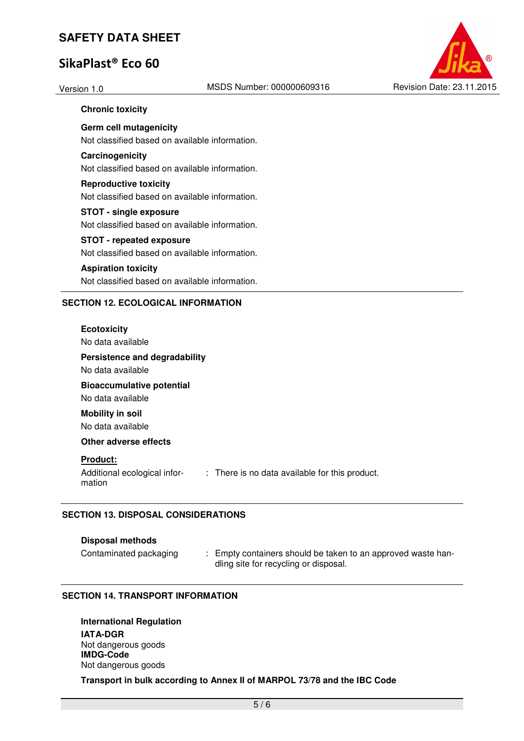**Chronic toxicity**

**Germ cell mutagenicity**

Not classified based on available information.

**Carcinogenicity**

Not classified based on available information.

**Reproductive toxicity**

Not classified based on available information.

**STOT - single exposure**

Not classified based on available information.

**STOT - repeated exposure**

Not classified based on available information.

**Aspiration toxicity**

Not classified based on available information.

## SECTION 12. ECOLOGICAL INFORMATION

**Ecotoxicity**

No data available

**Persistence and degradability**

No data available

**Bioaccumulative potential**

No data available

**Mobility in soil**

No data available

**Other adverse effects**

**Product:**

Additional ecological information : There is no data available for this product.

## SECTION 13. DISPOSAL CONSIDERATIONS

**Disposal methods**

Contaminated packaging : Empty containers should be taken to an approved waste handling site for recycling or disposal.

## SECTION 14. TRANSPORT INFORMATION

**International Regulation**

**IATA-DGR**

Not dangerous goods

**IMDG-Code**

Not dangerous goods

**Transport in bulk according to Annex II of MARPOL 73/78 and the IBC Code**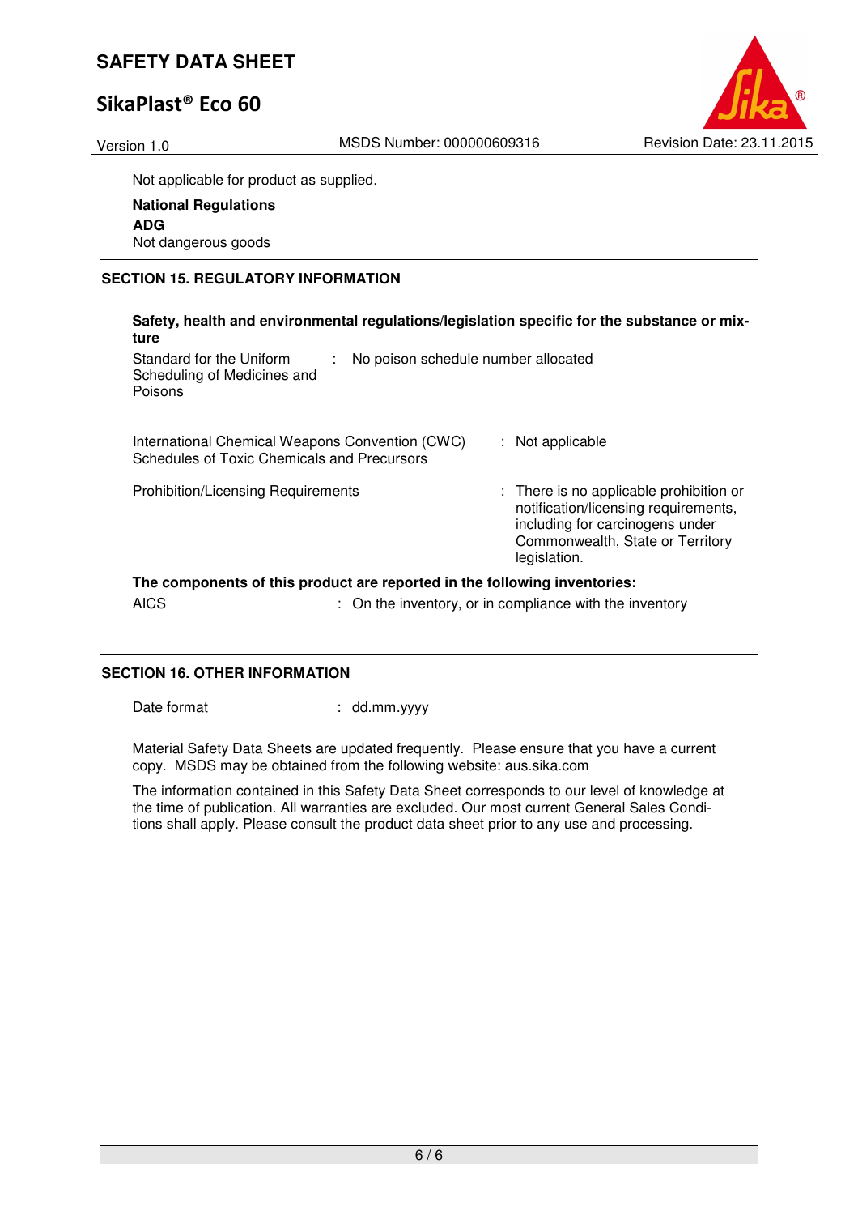Not applicable for product as supplied.

**National Regulations**

**ADG**

Not dangerous goods

## SECTION 15. REGULATORY INFORMATION

**Safety, health and environmental regulations/legislation specific for the substance or mixture**

| | |
|---|---|
| Standard for the Uniform Scheduling of Medicines and Poisons | : No poison schedule number allocated |
| International Chemical Weapons Convention (CWC) Schedules of Toxic Chemicals and Precursors | : Not applicable |
| Prohibition/Licensing Requirements | : There is no applicable prohibition or notification/licensing requirements, including for carcinogens under Commonwealth, State or Territory legislation. |

**The components of this product are reported in the following inventories:**

| | |
|---|---|
| AICS | : On the inventory, or in compliance with the inventory |

## SECTION 16. OTHER INFORMATION

| | |
|---|---|
| Date format | : dd.mm.yyyy |

Material Safety Data Sheets are updated frequently. Please ensure that you have a current copy. MSDS may be obtained from the following website: aus.sika.com

The information contained in this Safety Data Sheet corresponds to our level of knowledge at the time of publication. All warranties are excluded. Our most current General Sales Conditions shall apply. Please consult the product data sheet prior to any use and processing.